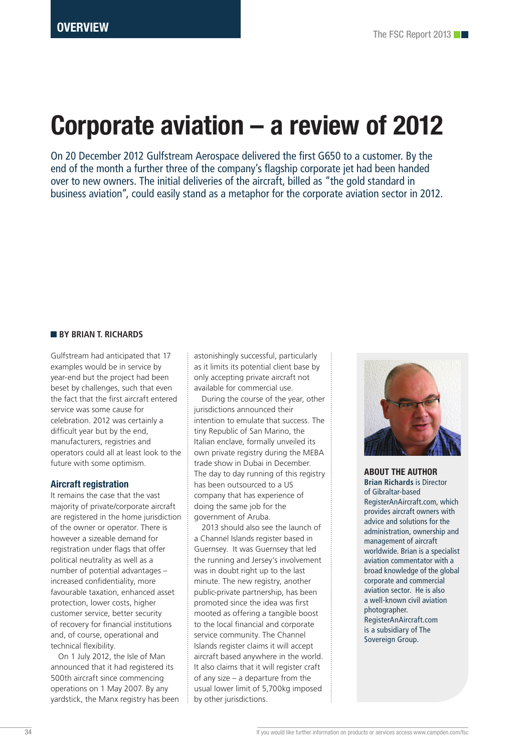# Corporate aviation – a review of 2012

On 20 December 2012 Gulfstream Aerospace delivered the first G650 to a customer. By the end of the month a further three of the company's flagship corporate jet had been handed over to new owners. The initial deliveries of the aircraft, billed as "the gold standard in business aviation", could easily stand as a metaphor for the corporate aviation sector in 2012.

**BY BRIAN T. RICHARDS**

Gulfstream had anticipated that 17 examples would be in service by year-end but the project had been beset by challenges, such that even the fact that the first aircraft entered service was some cause for celebration. 2012 was certainly a difficult year but by the end, manufacturers, registries and operators could all at least look to the future with some optimism.

## Aircraft registration

It remains the case that the vast majority of private/corporate aircraft are registered in the home jurisdiction of the owner or operator. There is however a sizeable demand for registration under flags that offer political neutrality as well as a number of potential advantages – increased confidentiality, more favourable taxation, enhanced asset protection, lower costs, higher customer service, better security of recovery for financial institutions and, of course, operational and technical flexibility.

On 1 July 2012, the Isle of Man announced that it had registered its 500th aircraft since commencing operations on 1 May 2007. By any yardstick, the Manx registry has been astonishingly successful, particularly as it limits its potential client base by only accepting private aircraft not available for commercial use.

During the course of the year, other jurisdictions announced their intention to emulate that success. The tiny Republic of San Marino, the Italian enclave, formally unveiled its own private registry during the MEBA trade show in Dubai in December. The day to day running of this registry has been outsourced to a US company that has experience of doing the same job for the government of Aruba.

2013 should also see the launch of a Channel Islands register based in Guernsey. It was Guernsey that led the running and Jersey's involvement was in doubt right up to the last minute. The new registry, another public-private partnership, has been promoted since the idea was first mooted as offering a tangible boost to the local financial and corporate service community. The Channel Islands register claims it will accept aircraft based anywhere in the world. It also claims that it will register craft of any size – a departure from the usual lower limit of 5,700kg imposed by other jurisdictions.

**ABOUT THE AUTHOR**

**Brian Richards** is Director of Gibraltar-based RegisterAnAircraft.com, which provides aircraft owners with advice and solutions for the administration, ownership and management of aircraft worldwide. Brian is a specialist aviation commentator with a broad knowledge of the global corporate and commercial aviation sector. He is also a well-known civil aviation photographer. RegisterAnAircraft.com is a subsidiary of The Sovereign Group.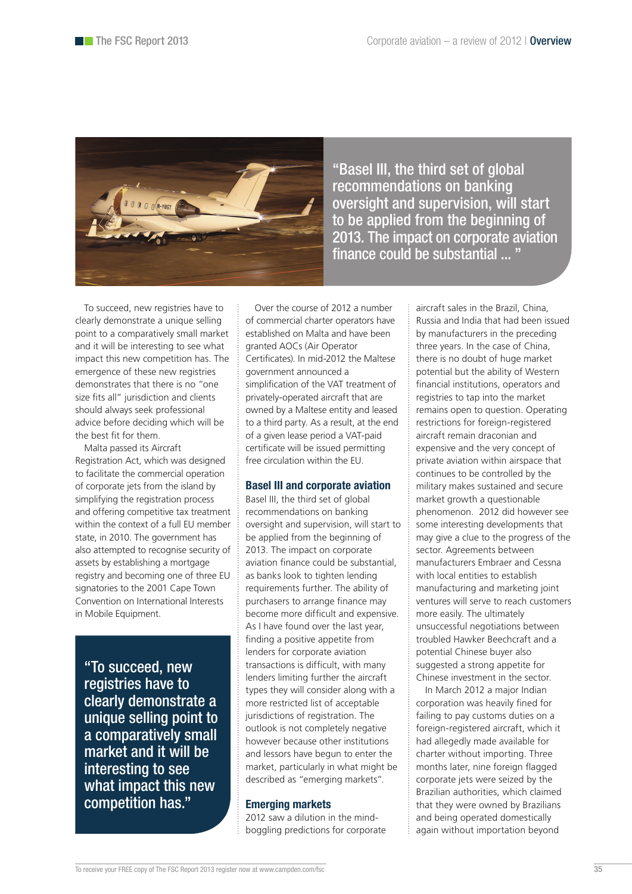> "Basel III, the third set of global recommendations on banking oversight and supervision, will start to be applied from the beginning of 2013. The impact on corporate aviation finance could be substantial ... "

To succeed, new registries have to clearly demonstrate a unique selling point to a comparatively small market and it will be interesting to see what impact this new competition has. The emergence of these new registries demonstrates that there is no "one size fits all" jurisdiction and clients should always seek professional advice before deciding which will be the best fit for them.

Malta passed its Aircraft Registration Act, which was designed to facilitate the commercial operation of corporate jets from the island by simplifying the registration process and offering competitive tax treatment within the context of a full EU member state, in 2010. The government has also attempted to recognise security of assets by establishing a mortgage registry and becoming one of three EU signatories to the 2001 Cape Town Convention on International Interests in Mobile Equipment.

> "To succeed, new registries have to clearly demonstrate a unique selling point to a comparatively small market and it will be interesting to see what impact this new competition has."

Over the course of 2012 a number of commercial charter operators have established on Malta and have been granted AOCs (Air Operator Certificates). In mid-2012 the Maltese government announced a simplification of the VAT treatment of privately-operated aircraft that are owned by a Maltese entity and leased to a third party. As a result, at the end of a given lease period a VAT-paid certificate will be issued permitting free circulation within the EU.

## Basel III and corporate aviation

Basel III, the third set of global recommendations on banking oversight and supervision, will start to be applied from the beginning of 2013. The impact on corporate aviation finance could be substantial, as banks look to tighten lending requirements further. The ability of purchasers to arrange finance may become more difficult and expensive. As I have found over the last year, finding a positive appetite from lenders for corporate aviation transactions is difficult, with many lenders limiting further the aircraft types they will consider along with a more restricted list of acceptable jurisdictions of registration. The outlook is not completely negative however because other institutions and lessors have begun to enter the market, particularly in what might be described as "emerging markets".

## Emerging markets

2012 saw a dilution in the mind-boggling predictions for corporate aircraft sales in the Brazil, China, Russia and India that had been issued by manufacturers in the preceding three years. In the case of China, there is no doubt of huge market potential but the ability of Western financial institutions, operators and registries to tap into the market remains open to question. Operating restrictions for foreign-registered aircraft remain draconian and expensive and the very concept of private aviation within airspace that continues to be controlled by the military makes sustained and secure market growth a questionable phenomenon. 2012 did however see some interesting developments that may give a clue to the progress of the sector. Agreements between manufacturers Embraer and Cessna with local entities to establish manufacturing and marketing joint ventures will serve to reach customers more easily. The ultimately unsuccessful negotiations between troubled Hawker Beechcraft and a potential Chinese buyer also suggested a strong appetite for Chinese investment in the sector.

In March 2012 a major Indian corporation was heavily fined for failing to pay customs duties on a foreign-registered aircraft, which it had allegedly made available for charter without importing. Three months later, nine foreign flagged corporate jets were seized by the Brazilian authorities, which claimed that they were owned by Brazilians and being operated domestically again without importation beyond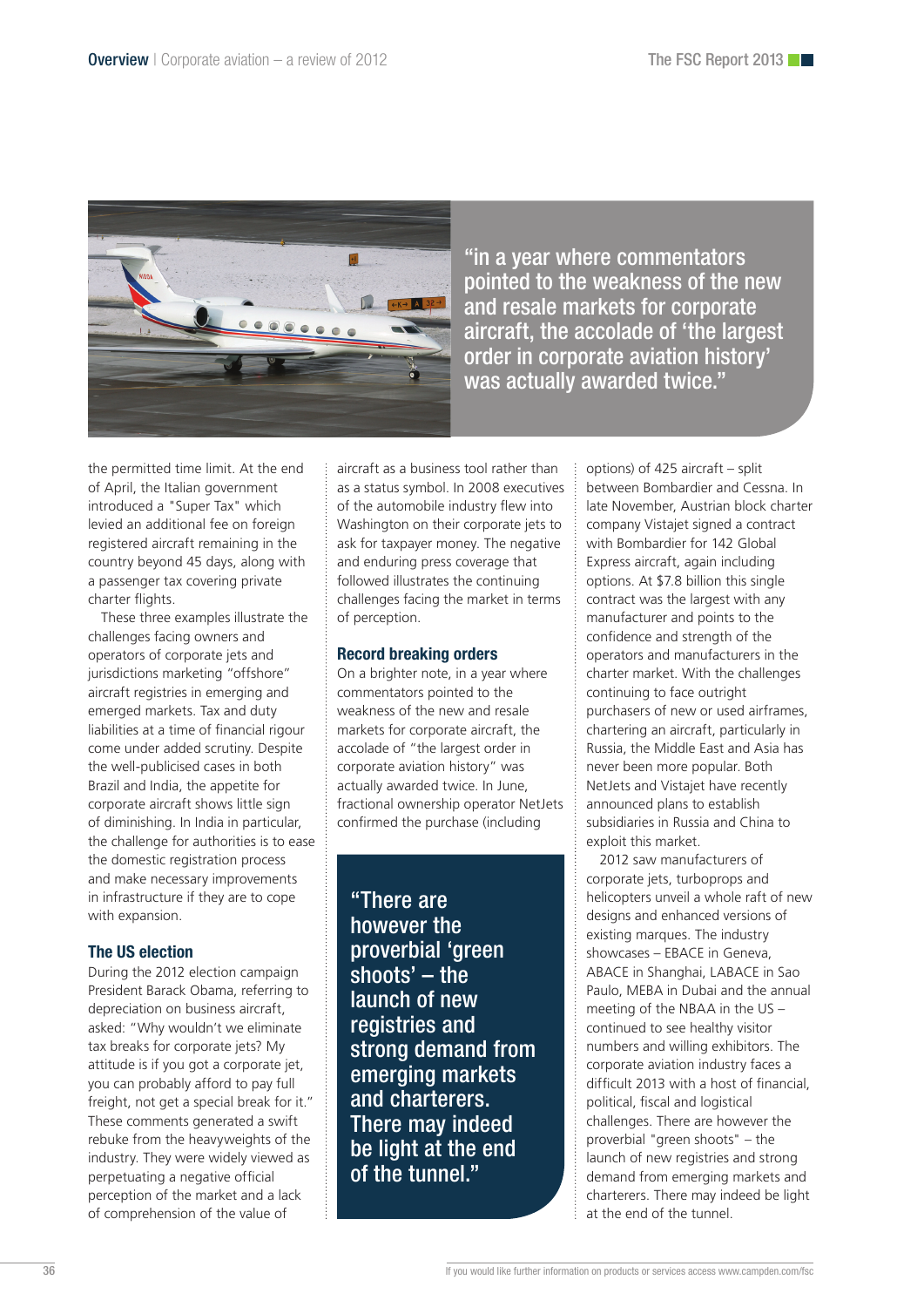"in a year where commentators pointed to the weakness of the new and resale markets for corporate aircraft, the accolade of 'the largest order in corporate aviation history' was actually awarded twice."

the permitted time limit. At the end of April, the Italian government introduced a "Super Tax" which levied an additional fee on foreign registered aircraft remaining in the country beyond 45 days, along with a passenger tax covering private charter flights.

These three examples illustrate the challenges facing owners and operators of corporate jets and jurisdictions marketing "offshore" aircraft registries in emerging and emerged markets. Tax and duty liabilities at a time of financial rigour come under added scrutiny. Despite the well-publicised cases in both Brazil and India, the appetite for corporate aircraft shows little sign of diminishing. In India in particular, the challenge for authorities is to ease the domestic registration process and make necessary improvements in infrastructure if they are to cope with expansion.

### The US election

During the 2012 election campaign President Barack Obama, referring to depreciation on business aircraft, asked: "Why wouldn't we eliminate tax breaks for corporate jets? My attitude is if you got a corporate jet, you can probably afford to pay full freight, not get a special break for it." These comments generated a swift rebuke from the heavyweights of the industry. They were widely viewed as perpetuating a negative official perception of the market and a lack of comprehension of the value of aircraft as a business tool rather than as a status symbol. In 2008 executives of the automobile industry flew into Washington on their corporate jets to ask for taxpayer money. The negative and enduring press coverage that followed illustrates the continuing challenges facing the market in terms of perception.

### Record breaking orders

On a brighter note, in a year where commentators pointed to the weakness of the new and resale markets for corporate aircraft, the accolade of "the largest order in corporate aviation history" was actually awarded twice. In June, fractional ownership operator NetJets confirmed the purchase (including options) of 425 aircraft – split between Bombardier and Cessna. In late November, Austrian block charter company Vistajet signed a contract with Bombardier for 142 Global Express aircraft, again including options. At $7.8 billion this single contract was the largest with any manufacturer and points to the confidence and strength of the operators and manufacturers in the charter market. With the challenges continuing to face outright purchasers of new or used airframes, chartering an aircraft, particularly in Russia, the Middle East and Asia has never been more popular. Both NetJets and Vistajet have recently announced plans to establish subsidiaries in Russia and China to exploit this market.

"There are however the proverbial 'green shoots' – the launch of new registries and strong demand from emerging markets and charterers. There may indeed be light at the end of the tunnel."

2012 saw manufacturers of corporate jets, turboprops and helicopters unveil a whole raft of new designs and enhanced versions of existing marques. The industry showcases – EBACE in Geneva, ABACE in Shanghai, LABACE in Sao Paulo, MEBA in Dubai and the annual meeting of the NBAA in the US – continued to see healthy visitor numbers and willing exhibitors. The corporate aviation industry faces a difficult 2013 with a host of financial, political, fiscal and logistical challenges. There are however the proverbial "green shoots" – the launch of new registries and strong demand from emerging markets and charterers. There may indeed be light at the end of the tunnel.